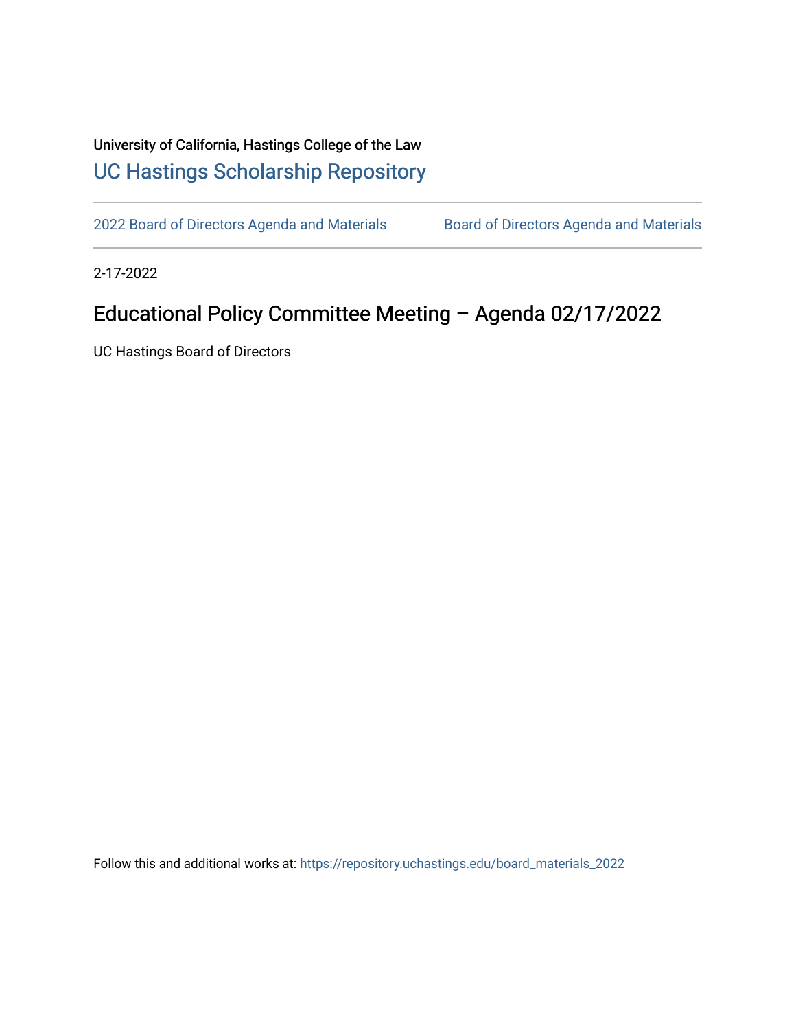University of California, Hastings College of the Law

## UC Hastings Scholarship Repository

2022 Board of Directors Agenda and Materials | Board of Directors Agenda and Materials

2-17-2022

# Educational Policy Committee Meeting – Agenda 02/17/2022

UC Hastings Board of Directors

Follow this and additional works at: https://repository.uchastings.edu/board_materials_2022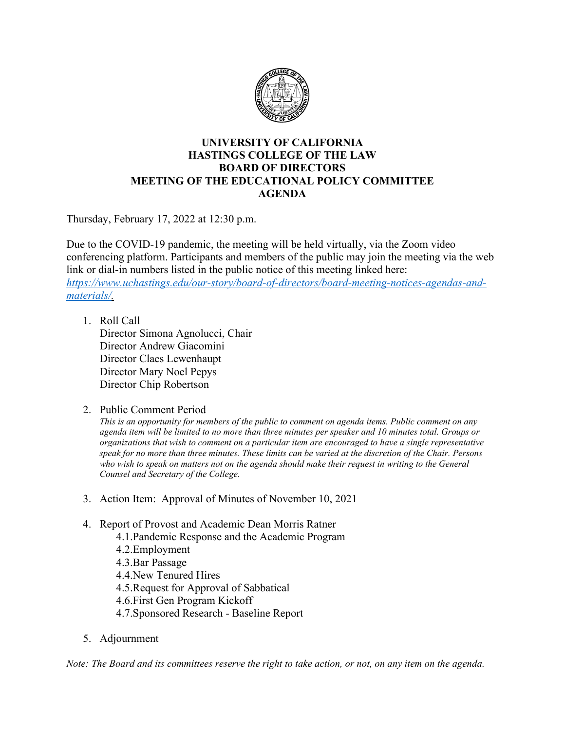# UNIVERSITY OF CALIFORNIA
# HASTINGS COLLEGE OF THE LAW
# BOARD OF DIRECTORS
# MEETING OF THE EDUCATIONAL POLICY COMMITTEE
# AGENDA

Thursday, February 17, 2022 at 12:30 p.m.

Due to the COVID-19 pandemic, the meeting will be held virtually, via the Zoom video conferencing platform. Participants and members of the public may join the meeting via the web link or dial-in numbers listed in the public notice of this meeting linked here: *https://www.uchastings.edu/our-story/board-of-directors/board-meeting-notices-agendas-and-materials/.*

1. Roll Call
   Director Simona Agnolucci, Chair
   Director Andrew Giacomini
   Director Claes Lewenhaupt
   Director Mary Noel Pepys
   Director Chip Robertson

2. Public Comment Period
   *This is an opportunity for members of the public to comment on agenda items. Public comment on any agenda item will be limited to no more than three minutes per speaker and 10 minutes total. Groups or organizations that wish to comment on a particular item are encouraged to have a single representative speak for no more than three minutes. These limits can be varied at the discretion of the Chair. Persons who wish to speak on matters not on the agenda should make their request in writing to the General Counsel and Secretary of the College.*

3. Action Item: Approval of Minutes of November 10, 2021

4. Report of Provost and Academic Dean Morris Ratner
   4.1. Pandemic Response and the Academic Program
   4.2. Employment
   4.3. Bar Passage
   4.4. New Tenured Hires
   4.5. Request for Approval of Sabbatical
   4.6. First Gen Program Kickoff
   4.7. Sponsored Research - Baseline Report

5. Adjournment

*Note: The Board and its committees reserve the right to take action, or not, on any item on the agenda.*